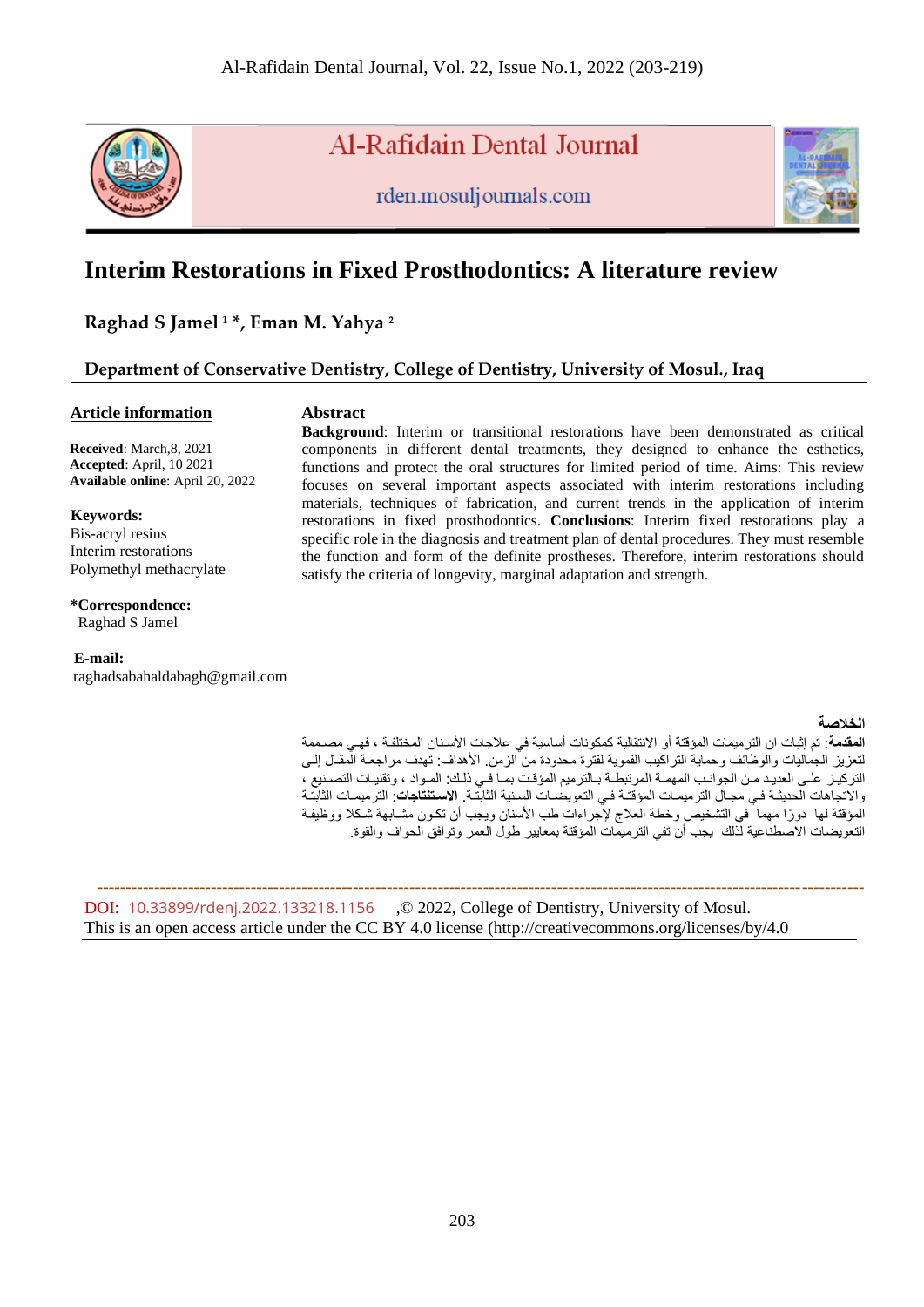Al-Rafidain Dental Journal

rden.mosuljournals.com

# Interim Restorations in Fixed Prosthodontics: A literature review

**Raghad S Jamel [1] \*, Eman M. Yahya [2]**

**Department of Conservative Dentistry, College of Dentistry, University of Mosul., Iraq**

**Article information**

**Received**: March,8, 2021
**Accepted**: April, 10 2021
**Available online**: April 20, 2022

**Keywords:**
Bis-acryl resins
Interim restorations
Polymethyl methacrylate

**\*Correspondence:**
Raghad S Jamel

**E-mail:**
raghadsabahaldabagh@gmail.com

## Abstract

**Background**: Interim or transitional restorations have been demonstrated as critical components in different dental treatments, they designed to enhance the esthetics, functions and protect the oral structures for limited period of time. Aims: This review focuses on several important aspects associated with interim restorations including materials, techniques of fabrication, and current trends in the application of interim restorations in fixed prosthodontics. **Conclusions**: Interim fixed restorations play a specific role in the diagnosis and treatment plan of dental procedures. They must resemble the function and form of the definite prostheses. Therefore, interim restorations should satisfy the criteria of longevity, marginal adaptation and strength.

**الخلاصة**

**المقدمة**: تم إثبات ان الترميمات المؤقتة أو الانتقالية كمكونات أساسية في علاجات الأسنان المختلفة ، فهي مصممة لتعزيز الجماليات والوظائف وحماية التراكيب الفموية لفترة محدودة من الزمن. الأهداف: تهدف مراجعة المقال إلى التركيز على العديد من الجوانب المهمة المرتبطة بالترميم المؤقت بما في ذلك: المواد ، وتقنيات التصنيع ، والاتجاهات الحديثة في مجال الترميمات المؤقتة في التعويضات السنية الثابتة. **الاستنتاجات**: الترميمات الثابتة المؤقتة لها دورًا مهما في التشخيص وخطة العلاج لإجراءات طب الأسنان ويجب أن تكون مشابهة شكلا ووظيفة التعويضات الاصطناعية لذلك يجب أن تفي الترميمات المؤقتة بمعايير طول العمر وتوافق الحواف والقوة.

---

DOI: 10.33899/rdenj.2022.133218.1156 ,© 2022, College of Dentistry, University of Mosul.
This is an open access article under the CC BY 4.0 license (http://creativecommons.org/licenses/by/4.0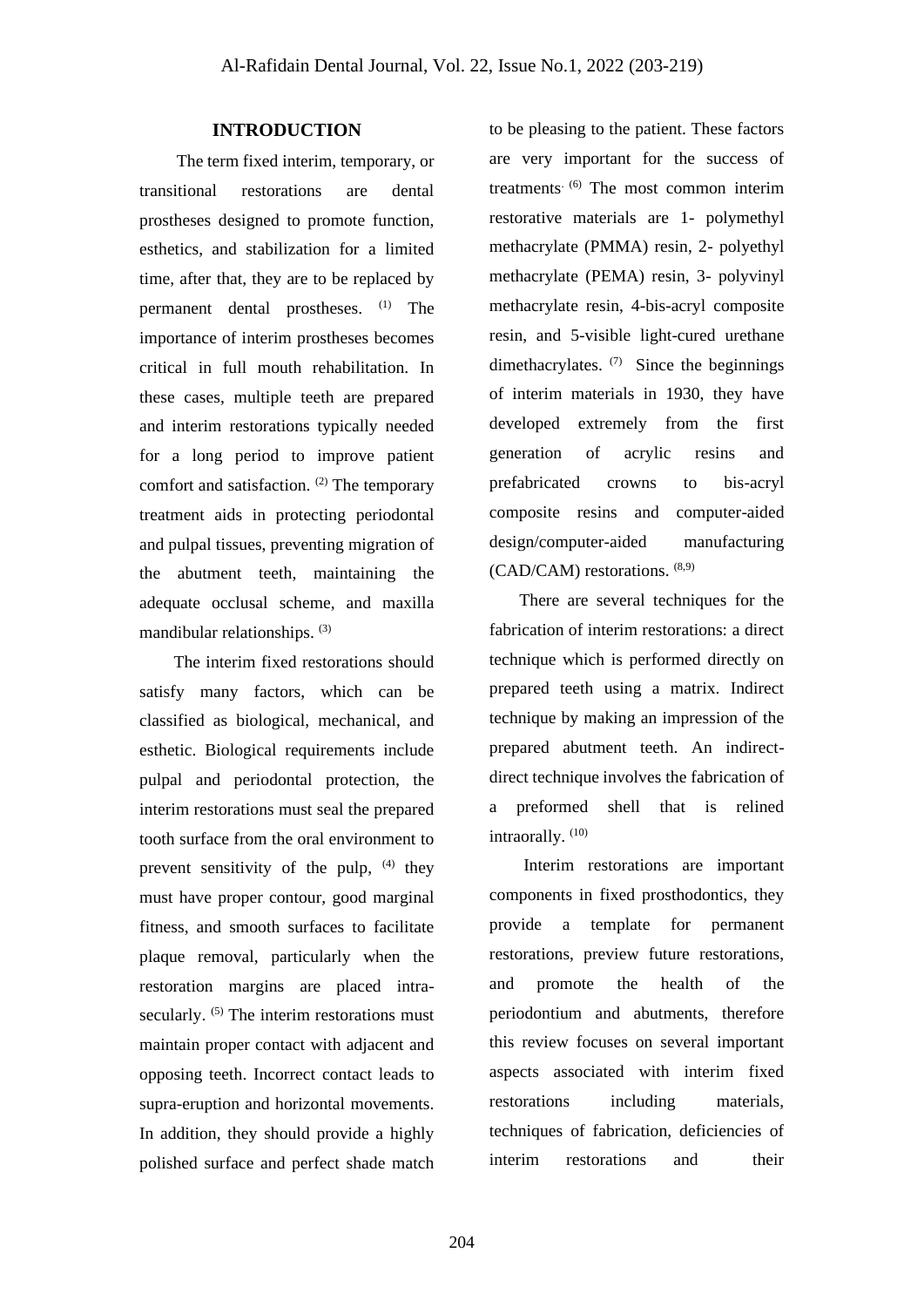## INTRODUCTION

The term fixed interim, temporary, or transitional restorations are dental prostheses designed to promote function, esthetics, and stabilization for a limited time, after that, they are to be replaced by permanent dental prostheses. [1] The importance of interim prostheses becomes critical in full mouth rehabilitation. In these cases, multiple teeth are prepared and interim restorations typically needed for a long period to improve patient comfort and satisfaction. [2] The temporary treatment aids in protecting periodontal and pulpal tissues, preventing migration of the abutment teeth, maintaining the adequate occlusal scheme, and maxilla mandibular relationships. [3]

The interim fixed restorations should satisfy many factors, which can be classified as biological, mechanical, and esthetic. Biological requirements include pulpal and periodontal protection, the interim restorations must seal the prepared tooth surface from the oral environment to prevent sensitivity of the pulp, [4] they must have proper contour, good marginal fitness, and smooth surfaces to facilitate plaque removal, particularly when the restoration margins are placed intra-secularly. [5] The interim restorations must maintain proper contact with adjacent and opposing teeth. Incorrect contact leads to supra-eruption and horizontal movements. In addition, they should provide a highly polished surface and perfect shade match to be pleasing to the patient. These factors are very important for the success of treatments. [6] The most common interim restorative materials are 1- polymethyl methacrylate (PMMA) resin, 2- polyethyl methacrylate (PEMA) resin, 3- polyvinyl methacrylate resin, 4-bis-acryl composite resin, and 5-visible light-cured urethane dimethacrylates. [7] Since the beginnings of interim materials in 1930, they have developed extremely from the first generation of acrylic resins and prefabricated crowns to bis-acryl composite resins and computer-aided design/computer-aided manufacturing (CAD/CAM) restorations. [8,9]

There are several techniques for the fabrication of interim restorations: a direct technique which is performed directly on prepared teeth using a matrix. Indirect technique by making an impression of the prepared abutment teeth. An indirect-direct technique involves the fabrication of a preformed shell that is relined intraorally. [10]

Interim restorations are important components in fixed prosthodontics, they provide a template for permanent restorations, preview future restorations, and promote the health of the periodontium and abutments, therefore this review focuses on several important aspects associated with interim fixed restorations including materials, techniques of fabrication, deficiencies of interim restorations and their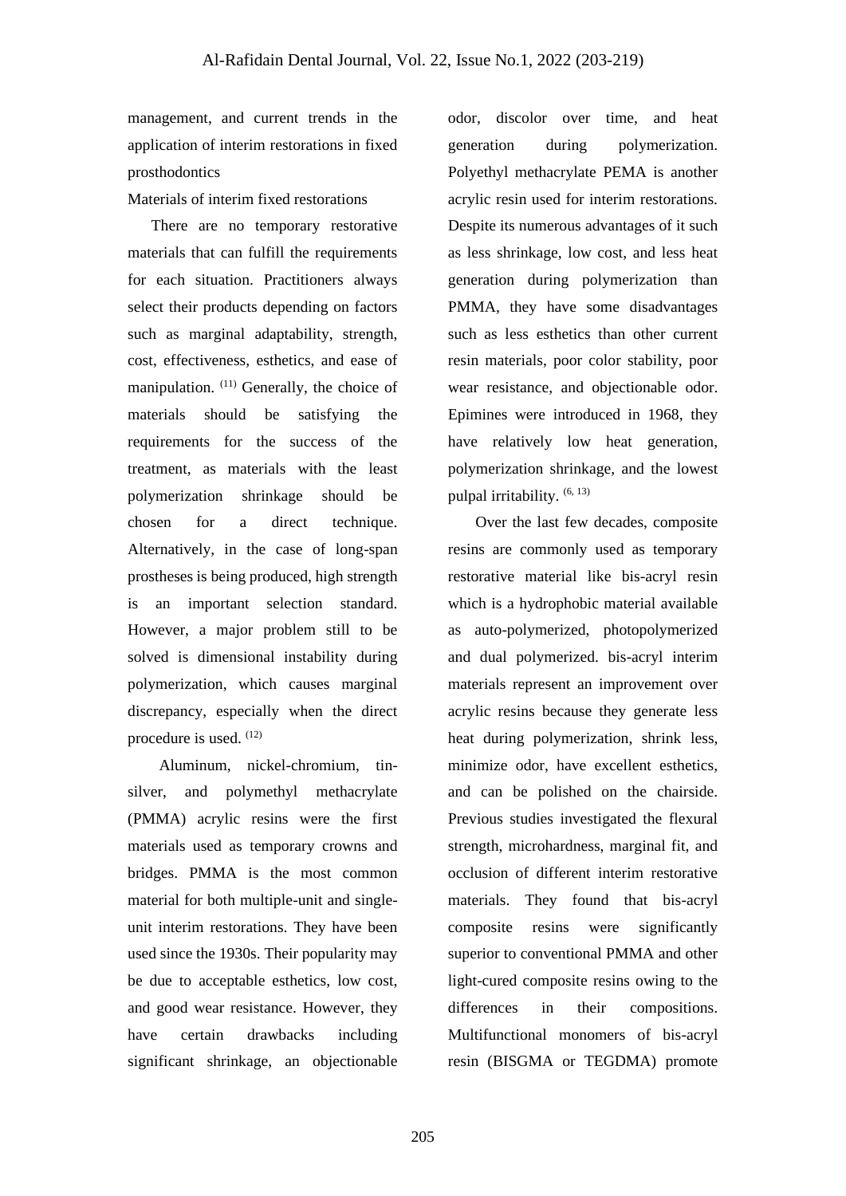management, and current trends in the application of interim restorations in fixed prosthodontics

## Materials of interim fixed restorations

There are no temporary restorative materials that can fulfill the requirements for each situation. Practitioners always select their products depending on factors such as marginal adaptability, strength, cost, effectiveness, esthetics, and ease of manipulation. [11] Generally, the choice of materials should be satisfying the requirements for the success of the treatment, as materials with the least polymerization shrinkage should be chosen for a direct technique. Alternatively, in the case of long-span prostheses is being produced, high strength is an important selection standard. However, a major problem still to be solved is dimensional instability during polymerization, which causes marginal discrepancy, especially when the direct procedure is used. [12]

Aluminum, nickel-chromium, tin-silver, and polymethyl methacrylate (PMMA) acrylic resins were the first materials used as temporary crowns and bridges. PMMA is the most common material for both multiple-unit and single-unit interim restorations. They have been used since the 1930s. Their popularity may be due to acceptable esthetics, low cost, and good wear resistance. However, they have certain drawbacks including significant shrinkage, an objectionable odor, discolor over time, and heat generation during polymerization. Polyethyl methacrylate PEMA is another acrylic resin used for interim restorations. Despite its numerous advantages of it such as less shrinkage, low cost, and less heat generation during polymerization than PMMA, they have some disadvantages such as less esthetics than other current resin materials, poor color stability, poor wear resistance, and objectionable odor. Epimines were introduced in 1968, they have relatively low heat generation, polymerization shrinkage, and the lowest pulpal irritability. [6, 13]

Over the last few decades, composite resins are commonly used as temporary restorative material like bis-acryl resin which is a hydrophobic material available as auto-polymerized, photopolymerized and dual polymerized. bis-acryl interim materials represent an improvement over acrylic resins because they generate less heat during polymerization, shrink less, minimize odor, have excellent esthetics, and can be polished on the chairside. Previous studies investigated the flexural strength, microhardness, marginal fit, and occlusion of different interim restorative materials. They found that bis-acryl composite resins were significantly superior to conventional PMMA and other light-cured composite resins owing to the differences in their compositions. Multifunctional monomers of bis-acryl resin (BISGMA or TEGDMA) promote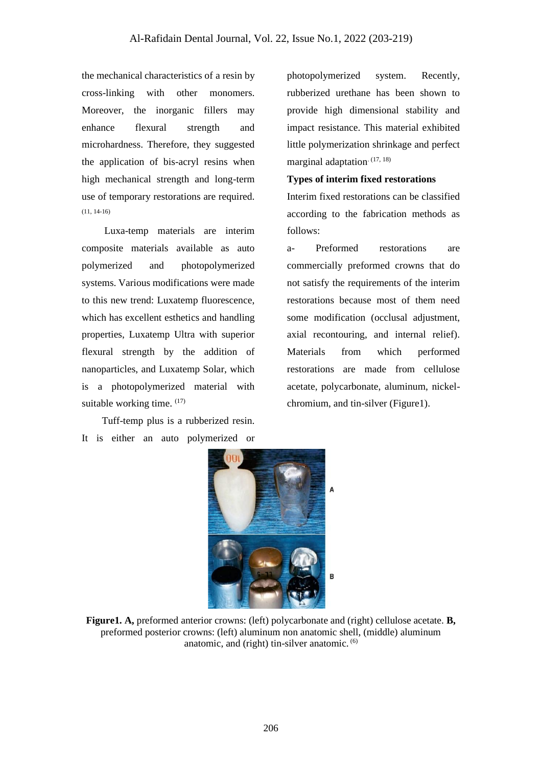the mechanical characteristics of a resin by cross-linking with other monomers. Moreover, the inorganic fillers may enhance flexural strength and microhardness. Therefore, they suggested the application of bis-acryl resins when high mechanical strength and long-term use of temporary restorations are required. [11, 14-16]

Luxa-temp materials are interim composite materials available as auto polymerized and photopolymerized systems. Various modifications were made to this new trend: Luxatemp fluorescence, which has excellent esthetics and handling properties, Luxatemp Ultra with superior flexural strength by the addition of nanoparticles, and Luxatemp Solar, which is a photopolymerized material with suitable working time. [17]

Tuff-temp plus is a rubberized resin. It is either an auto polymerized or photopolymerized system. Recently, rubberized urethane has been shown to provide high dimensional stability and impact resistance. This material exhibited little polymerization shrinkage and perfect marginal adaptation. [17, 18]

**Types of interim fixed restorations**

Interim fixed restorations can be classified according to the fabrication methods as follows:

a- Preformed restorations are commercially preformed crowns that do not satisfy the requirements of the interim restorations because most of them need some modification (occlusal adjustment, axial recontouring, and internal relief). Materials from which performed restorations are made from cellulose acetate, polycarbonate, aluminum, nickel-chromium, and tin-silver (Figure1).

**Figure1. A,** preformed anterior crowns: (left) polycarbonate and (right) cellulose acetate. **B,** preformed posterior crowns: (left) aluminum non anatomic shell, (middle) aluminum anatomic, and (right) tin-silver anatomic. [6]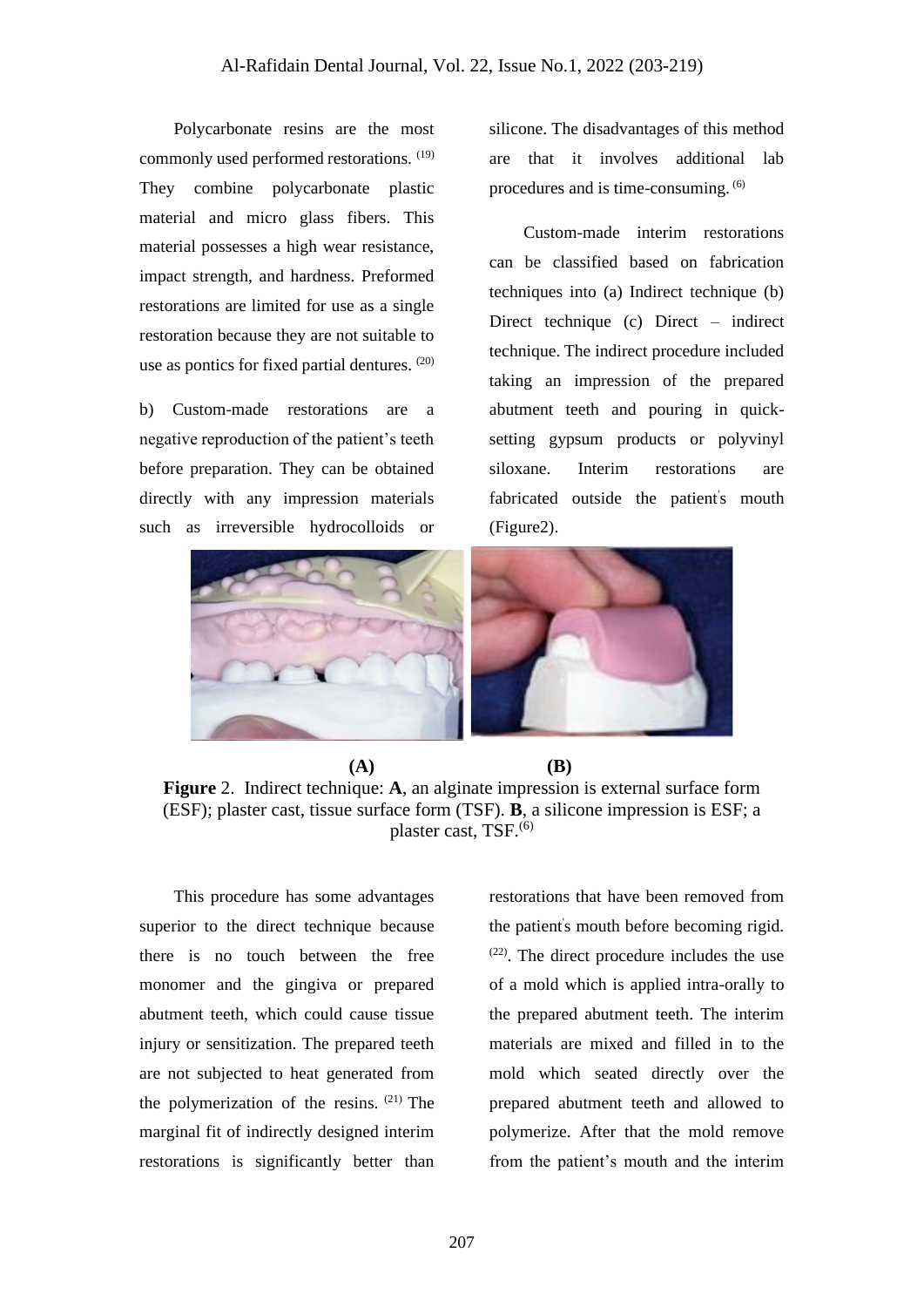Polycarbonate resins are the most commonly used performed restorations. [19] They combine polycarbonate plastic material and micro glass fibers. This material possesses a high wear resistance, impact strength, and hardness. Preformed restorations are limited for use as a single restoration because they are not suitable to use as pontics for fixed partial dentures. [20]

b) Custom-made restorations are a negative reproduction of the patient's teeth before preparation. They can be obtained directly with any impression materials such as irreversible hydrocolloids or silicone. The disadvantages of this method are that it involves additional lab procedures and is time-consuming. [6]

Custom-made interim restorations can be classified based on fabrication techniques into (a) Indirect technique (b) Direct technique (c) Direct – indirect technique. The indirect procedure included taking an impression of the prepared abutment teeth and pouring in quick-setting gypsum products or polyvinyl siloxane. Interim restorations are fabricated outside the patient's mouth (Figure2).

**(A)** **(B)**

**Figure** 2. Indirect technique: **A**, an alginate impression is external surface form (ESF); plaster cast, tissue surface form (TSF). **B**, a silicone impression is ESF; a plaster cast, TSF.[6]

This procedure has some advantages superior to the direct technique because there is no touch between the free monomer and the gingiva or prepared abutment teeth, which could cause tissue injury or sensitization. The prepared teeth are not subjected to heat generated from the polymerization of the resins. [21] The marginal fit of indirectly designed interim restorations is significantly better than restorations that have been removed from the patient's mouth before becoming rigid. [22]. The direct procedure includes the use of a mold which is applied intra-orally to the prepared abutment teeth. The interim materials are mixed and filled in to the mold which seated directly over the prepared abutment teeth and allowed to polymerize. After that the mold remove from the patient's mouth and the interim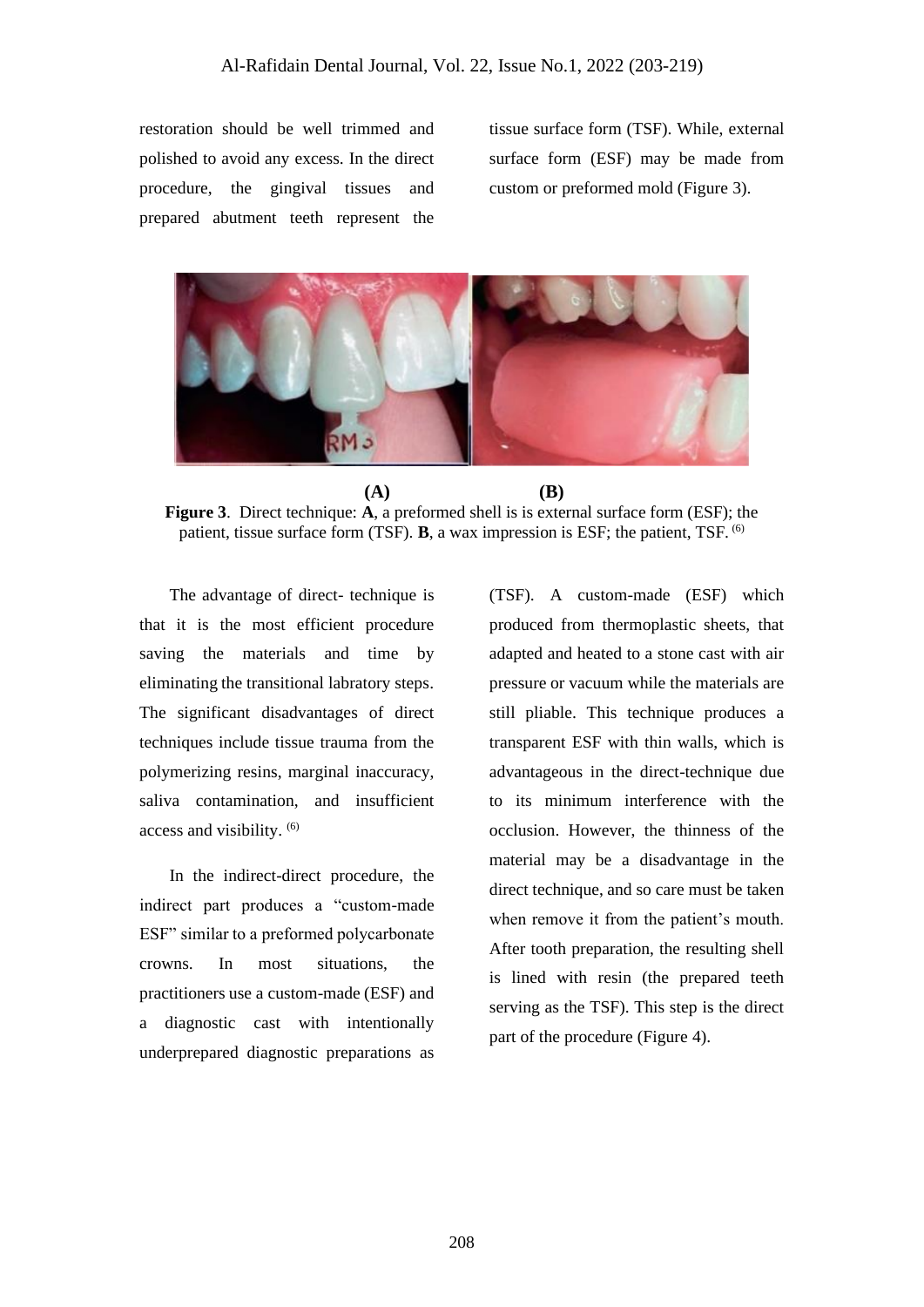restoration should be well trimmed and polished to avoid any excess. In the direct procedure, the gingival tissues and prepared abutment teeth represent the tissue surface form (TSF). While, external surface form (ESF) may be made from custom or preformed mold (Figure 3).

(A) (B)

**Figure 3**. Direct technique: **A**, a preformed shell is is external surface form (ESF); the patient, tissue surface form (TSF). **B**, a wax impression is ESF; the patient, TSF. [6]

The advantage of direct- technique is that it is the most efficient procedure saving the materials and time by eliminating the transitional labratory steps. The significant disadvantages of direct techniques include tissue trauma from the polymerizing resins, marginal inaccuracy, saliva contamination, and insufficient access and visibility. [6]

In the indirect-direct procedure, the indirect part produces a "custom-made ESF" similar to a preformed polycarbonate crowns. In most situations, the practitioners use a custom-made (ESF) and a diagnostic cast with intentionally underprepared diagnostic preparations as (TSF). A custom-made (ESF) which produced from thermoplastic sheets, that adapted and heated to a stone cast with air pressure or vacuum while the materials are still pliable. This technique produces a transparent ESF with thin walls, which is advantageous in the direct-technique due to its minimum interference with the occlusion. However, the thinness of the material may be a disadvantage in the direct technique, and so care must be taken when remove it from the patient's mouth. After tooth preparation, the resulting shell is lined with resin (the prepared teeth serving as the TSF). This step is the direct part of the procedure (Figure 4).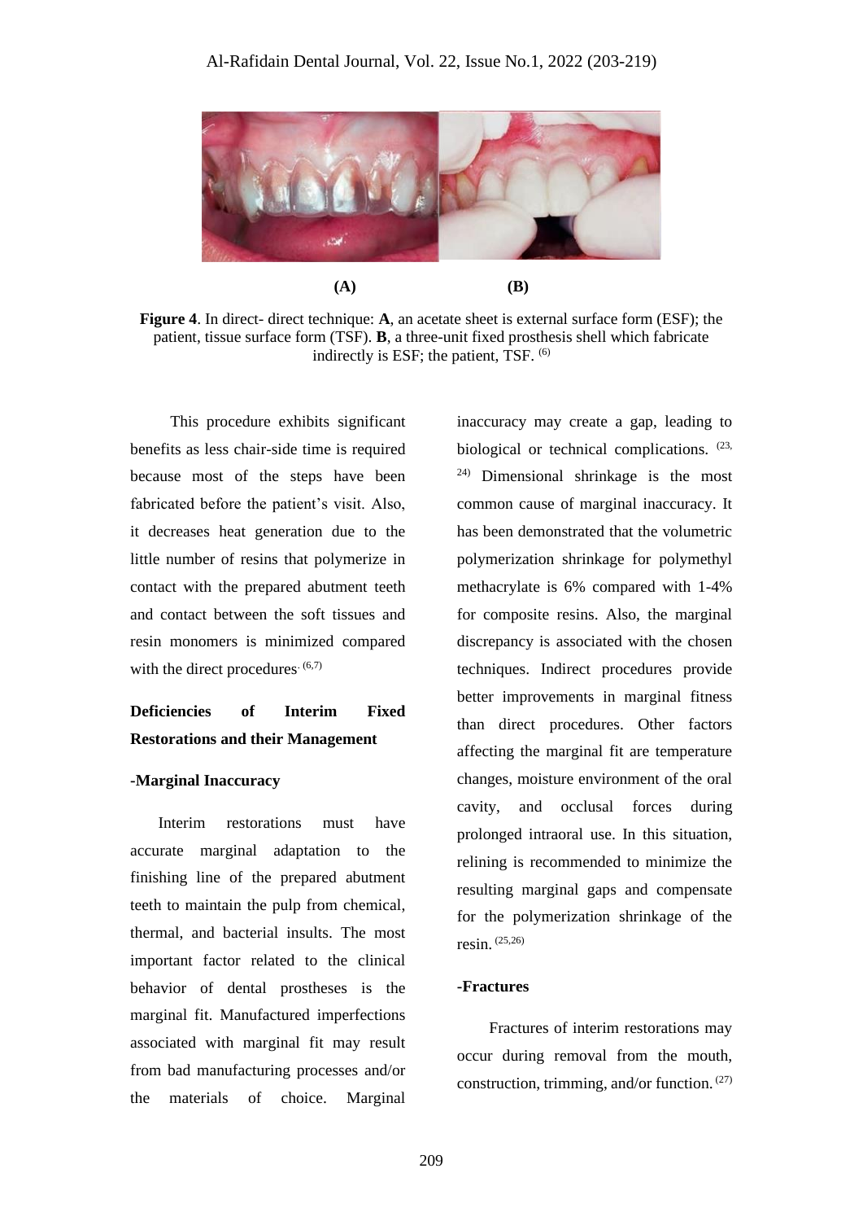(A) (B)

**Figure 4**. In direct- direct technique: **A**, an acetate sheet is external surface form (ESF); the patient, tissue surface form (TSF). **B**, a three-unit fixed prosthesis shell which fabricate indirectly is ESF; the patient, TSF. [(6)]

This procedure exhibits significant benefits as less chair-side time is required because most of the steps have been fabricated before the patient's visit. Also, it decreases heat generation due to the little number of resins that polymerize in contact with the prepared abutment teeth and contact between the soft tissues and resin monomers is minimized compared with the direct procedures. [(6,7)]

**Deficiencies of Interim Fixed Restorations and their Management**

**-Marginal Inaccuracy**

Interim restorations must have accurate marginal adaptation to the finishing line of the prepared abutment teeth to maintain the pulp from chemical, thermal, and bacterial insults. The most important factor related to the clinical behavior of dental prostheses is the marginal fit. Manufactured imperfections associated with marginal fit may result from bad manufacturing processes and/or the materials of choice. Marginal inaccuracy may create a gap, leading to biological or technical complications. [(23, 24)] Dimensional shrinkage is the most common cause of marginal inaccuracy. It has been demonstrated that the volumetric polymerization shrinkage for polymethyl methacrylate is 6% compared with 1-4% for composite resins. Also, the marginal discrepancy is associated with the chosen techniques. Indirect procedures provide better improvements in marginal fitness than direct procedures. Other factors affecting the marginal fit are temperature changes, moisture environment of the oral cavity, and occlusal forces during prolonged intraoral use. In this situation, relining is recommended to minimize the resulting marginal gaps and compensate for the polymerization shrinkage of the resin. [(25,26)]

**-Fractures**

Fractures of interim restorations may occur during removal from the mouth, construction, trimming, and/or function. [(27)]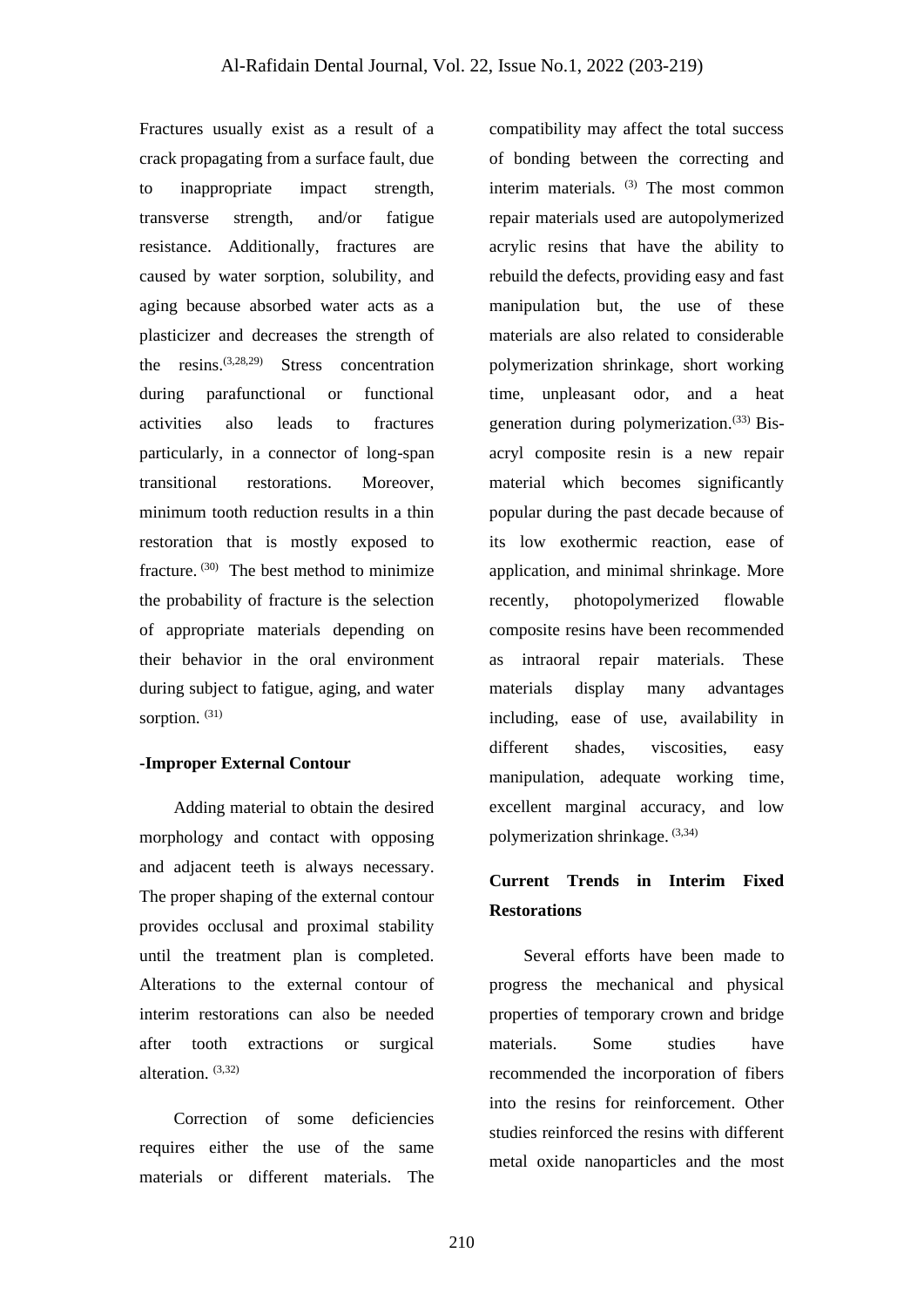Fractures usually exist as a result of a crack propagating from a surface fault, due to inappropriate impact strength, transverse strength, and/or fatigue resistance. Additionally, fractures are caused by water sorption, solubility, and aging because absorbed water acts as a plasticizer and decreases the strength of the resins.[3,28,29] Stress concentration during parafunctional or functional activities also leads to fractures particularly, in a connector of long-span transitional restorations. Moreover, minimum tooth reduction results in a thin restoration that is mostly exposed to fracture.[30] The best method to minimize the probability of fracture is the selection of appropriate materials depending on their behavior in the oral environment during subject to fatigue, aging, and water sorption.[31]

**-Improper External Contour**

Adding material to obtain the desired morphology and contact with opposing and adjacent teeth is always necessary. The proper shaping of the external contour provides occlusal and proximal stability until the treatment plan is completed. Alterations to the external contour of interim restorations can also be needed after tooth extractions or surgical alteration.[3,32]

Correction of some deficiencies requires either the use of the same materials or different materials. The compatibility may affect the total success of bonding between the correcting and interim materials.[3] The most common repair materials used are autopolymerized acrylic resins that have the ability to rebuild the defects, providing easy and fast manipulation but, the use of these materials are also related to considerable polymerization shrinkage, short working time, unpleasant odor, and a heat generation during polymerization.[33] Bis-acryl composite resin is a new repair material which becomes significantly popular during the past decade because of its low exothermic reaction, ease of application, and minimal shrinkage. More recently, photopolymerized flowable composite resins have been recommended as intraoral repair materials. These materials display many advantages including, ease of use, availability in different shades, viscosities, easy manipulation, adequate working time, excellent marginal accuracy, and low polymerization shrinkage.[3,34]

## Current Trends in Interim Fixed Restorations

Several efforts have been made to progress the mechanical and physical properties of temporary crown and bridge materials. Some studies have recommended the incorporation of fibers into the resins for reinforcement. Other studies reinforced the resins with different metal oxide nanoparticles and the most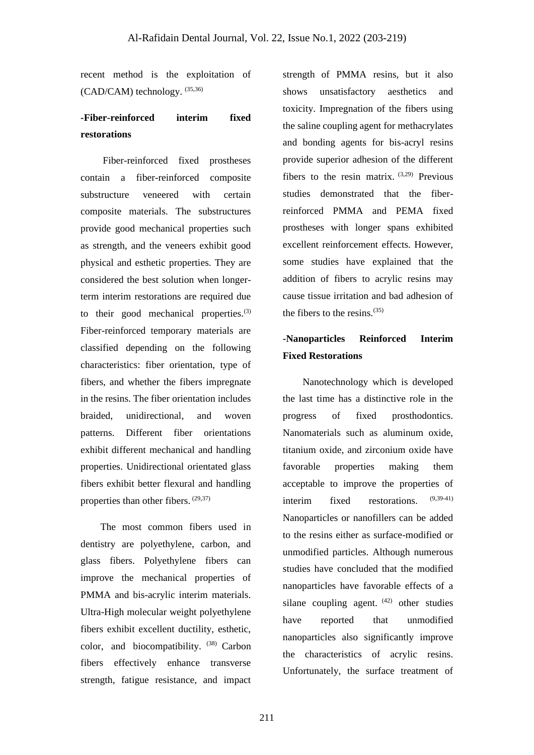recent method is the exploitation of (CAD/CAM) technology. [35,36]

### -Fiber-reinforced interim fixed restorations

Fiber-reinforced fixed prostheses contain a fiber-reinforced composite substructure veneered with certain composite materials. The substructures provide good mechanical properties such as strength, and the veneers exhibit good physical and esthetic properties. They are considered the best solution when longer-term interim restorations are required due to their good mechanical properties.[3] Fiber-reinforced temporary materials are classified depending on the following characteristics: fiber orientation, type of fibers, and whether the fibers impregnate in the resins. The fiber orientation includes braided, unidirectional, and woven patterns. Different fiber orientations exhibit different mechanical and handling properties. Unidirectional orientated glass fibers exhibit better flexural and handling properties than other fibers. [29,37]

The most common fibers used in dentistry are polyethylene, carbon, and glass fibers. Polyethylene fibers can improve the mechanical properties of PMMA and bis-acrylic interim materials. Ultra-High molecular weight polyethylene fibers exhibit excellent ductility, esthetic, color, and biocompatibility. [38] Carbon fibers effectively enhance transverse strength, fatigue resistance, and impact strength of PMMA resins, but it also shows unsatisfactory aesthetics and toxicity. Impregnation of the fibers using the saline coupling agent for methacrylates and bonding agents for bis-acryl resins provide superior adhesion of the different fibers to the resin matrix. [3,29] Previous studies demonstrated that the fiber-reinforced PMMA and PEMA fixed prostheses with longer spans exhibited excellent reinforcement effects. However, some studies have explained that the addition of fibers to acrylic resins may cause tissue irritation and bad adhesion of the fibers to the resins.[35]

### -Nanoparticles Reinforced Interim Fixed Restorations

Nanotechnology which is developed the last time has a distinctive role in the progress of fixed prosthodontics. Nanomaterials such as aluminum oxide, titanium oxide, and zirconium oxide have favorable properties making them acceptable to improve the properties of interim fixed restorations. [9,39-41] Nanoparticles or nanofillers can be added to the resins either as surface-modified or unmodified particles. Although numerous studies have concluded that the modified nanoparticles have favorable effects of a silane coupling agent. [42] other studies have reported that unmodified nanoparticles also significantly improve the characteristics of acrylic resins. Unfortunately, the surface treatment of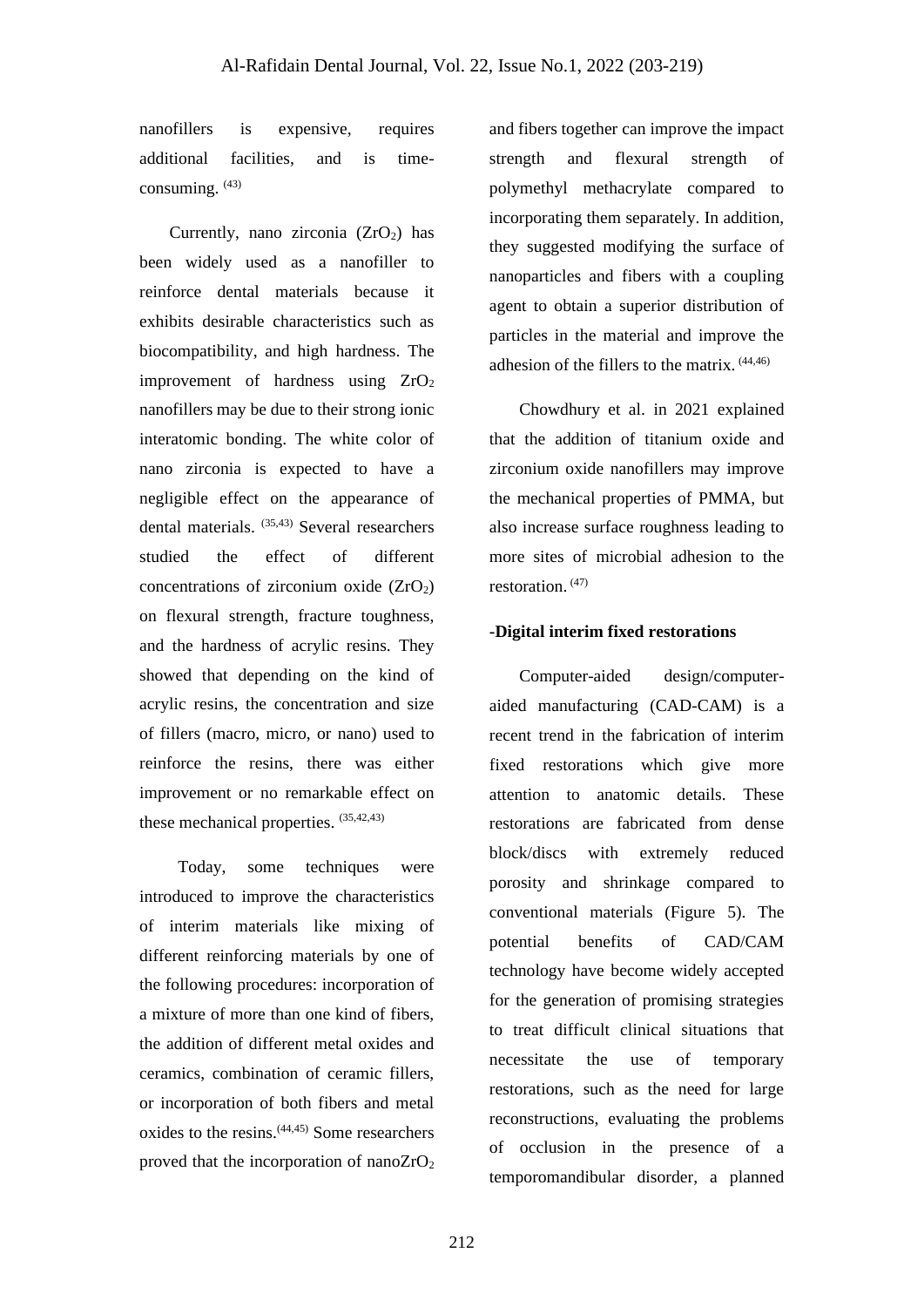nanofillers is expensive, requires additional facilities, and is time-consuming. [43]

Currently, nano zirconia ($ZrO_2$) has been widely used as a nanofiller to reinforce dental materials because it exhibits desirable characteristics such as biocompatibility, and high hardness. The improvement of hardness using $ZrO_2$ nanofillers may be due to their strong ionic interatomic bonding. The white color of nano zirconia is expected to have a negligible effect on the appearance of dental materials. [35,43] Several researchers studied the effect of different concentrations of zirconium oxide ($ZrO_2$) on flexural strength, fracture toughness, and the hardness of acrylic resins. They showed that depending on the kind of acrylic resins, the concentration and size of fillers (macro, micro, or nano) used to reinforce the resins, there was either improvement or no remarkable effect on these mechanical properties. [35,42,43]

Today, some techniques were introduced to improve the characteristics of interim materials like mixing of different reinforcing materials by one of the following procedures: incorporation of a mixture of more than one kind of fibers, the addition of different metal oxides and ceramics, combination of ceramic fillers, or incorporation of both fibers and metal oxides to the resins.[44,45] Some researchers proved that the incorporation of nano$ZrO_2$ and fibers together can improve the impact strength and flexural strength of polymethyl methacrylate compared to incorporating them separately. In addition, they suggested modifying the surface of nanoparticles and fibers with a coupling agent to obtain a superior distribution of particles in the material and improve the adhesion of the fillers to the matrix. [44,46]

Chowdhury et al. in 2021 explained that the addition of titanium oxide and zirconium oxide nanofillers may improve the mechanical properties of PMMA, but also increase surface roughness leading to more sites of microbial adhesion to the restoration. [47]

**-Digital interim fixed restorations**

Computer-aided design/computer-aided manufacturing (CAD-CAM) is a recent trend in the fabrication of interim fixed restorations which give more attention to anatomic details. These restorations are fabricated from dense block/discs with extremely reduced porosity and shrinkage compared to conventional materials (Figure 5). The potential benefits of CAD/CAM technology have become widely accepted for the generation of promising strategies to treat difficult clinical situations that necessitate the use of temporary restorations, such as the need for large reconstructions, evaluating the problems of occlusion in the presence of a temporomandibular disorder, a planned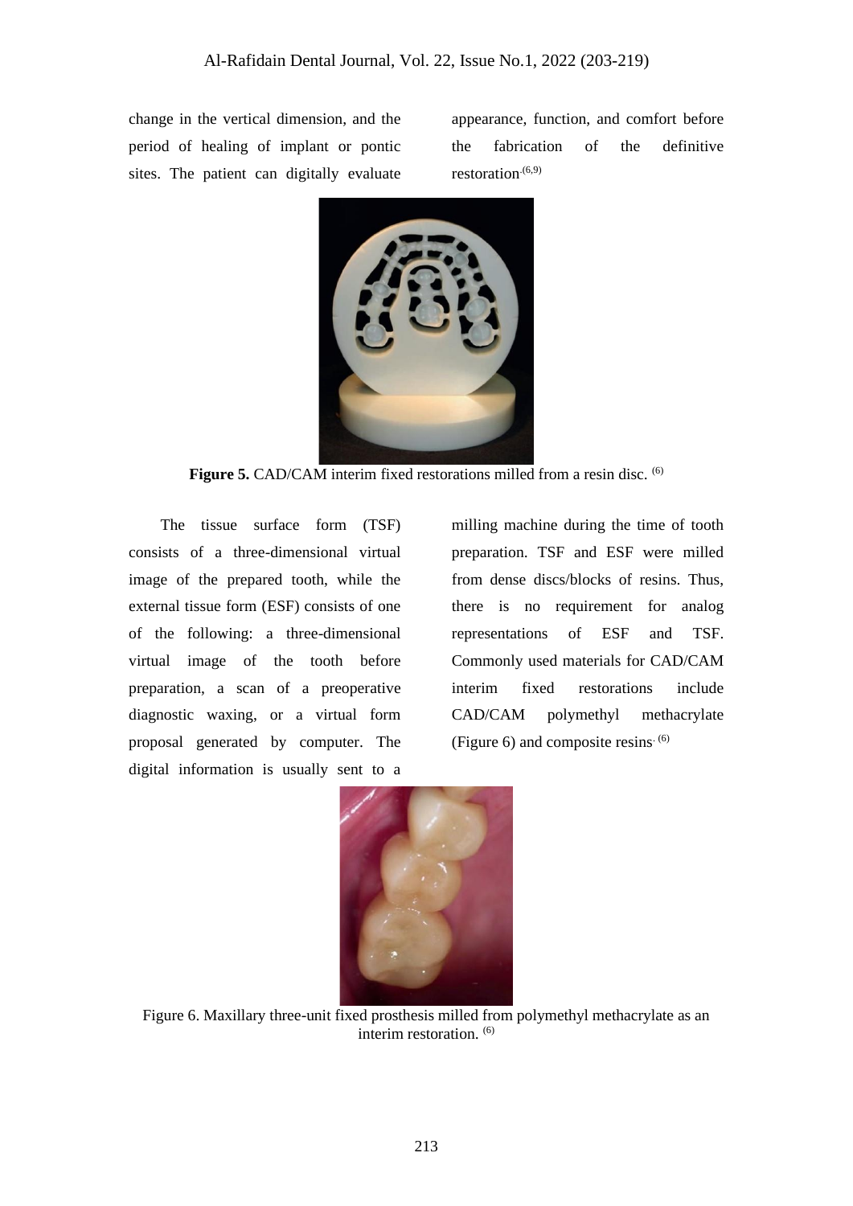change in the vertical dimension, and the period of healing of implant or pontic sites. The patient can digitally evaluate appearance, function, and comfort before the fabrication of the definitive restoration.[6,9]

**Figure 5.** CAD/CAM interim fixed restorations milled from a resin disc. [6]

The tissue surface form (TSF) consists of a three-dimensional virtual image of the prepared tooth, while the external tissue form (ESF) consists of one of the following: a three-dimensional virtual image of the tooth before preparation, a scan of a preoperative diagnostic waxing, or a virtual form proposal generated by computer. The digital information is usually sent to a milling machine during the time of tooth preparation. TSF and ESF were milled from dense discs/blocks of resins. Thus, there is no requirement for analog representations of ESF and TSF. Commonly used materials for CAD/CAM interim fixed restorations include CAD/CAM polymethyl methacrylate (Figure 6) and composite resins.[6]

Figure 6. Maxillary three-unit fixed prosthesis milled from polymethyl methacrylate as an interim restoration. [6]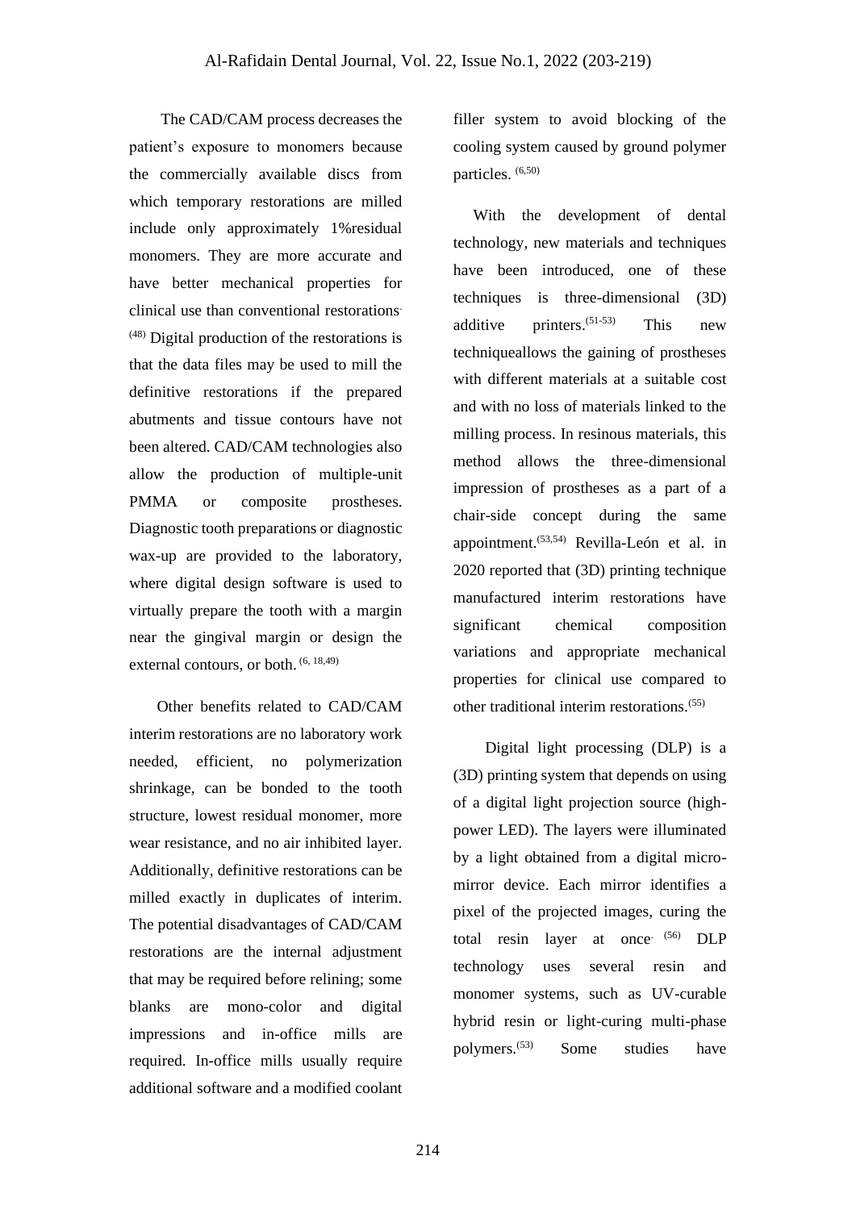The CAD/CAM process decreases the patient's exposure to monomers because the commercially available discs from which temporary restorations are milled include only approximately 1%residual monomers. They are more accurate and have better mechanical properties for clinical use than conventional restorations.[48] Digital production of the restorations is that the data files may be used to mill the definitive restorations if the prepared abutments and tissue contours have not been altered. CAD/CAM technologies also allow the production of multiple-unit PMMA or composite prostheses. Diagnostic tooth preparations or diagnostic wax-up are provided to the laboratory, where digital design software is used to virtually prepare the tooth with a margin near the gingival margin or design the external contours, or both.[6, 18,49]

Other benefits related to CAD/CAM interim restorations are no laboratory work needed, efficient, no polymerization shrinkage, can be bonded to the tooth structure, lowest residual monomer, more wear resistance, and no air inhibited layer. Additionally, definitive restorations can be milled exactly in duplicates of interim. The potential disadvantages of CAD/CAM restorations are the internal adjustment that may be required before relining; some blanks are mono-color and digital impressions and in-office mills are required. In-office mills usually require additional software and a modified coolant filler system to avoid blocking of the cooling system caused by ground polymer particles.[6,50]

With the development of dental technology, new materials and techniques have been introduced, one of these techniques is three-dimensional (3D) additive printers.[51-53] This new techniqueallows the gaining of prostheses with different materials at a suitable cost and with no loss of materials linked to the milling process. In resinous materials, this method allows the three-dimensional impression of prostheses as a part of a chair-side concept during the same appointment.[53,54] Revilla-León et al. in 2020 reported that (3D) printing technique manufactured interim restorations have significant chemical composition variations and appropriate mechanical properties for clinical use compared to other traditional interim restorations.[55]

Digital light processing (DLP) is a (3D) printing system that depends on using of a digital light projection source (high-power LED). The layers were illuminated by a light obtained from a digital micro-mirror device. Each mirror identifies a pixel of the projected images, curing the total resin layer at once.[56] DLP technology uses several resin and monomer systems, such as UV-curable hybrid resin or light-curing multi-phase polymers.[53] Some studies have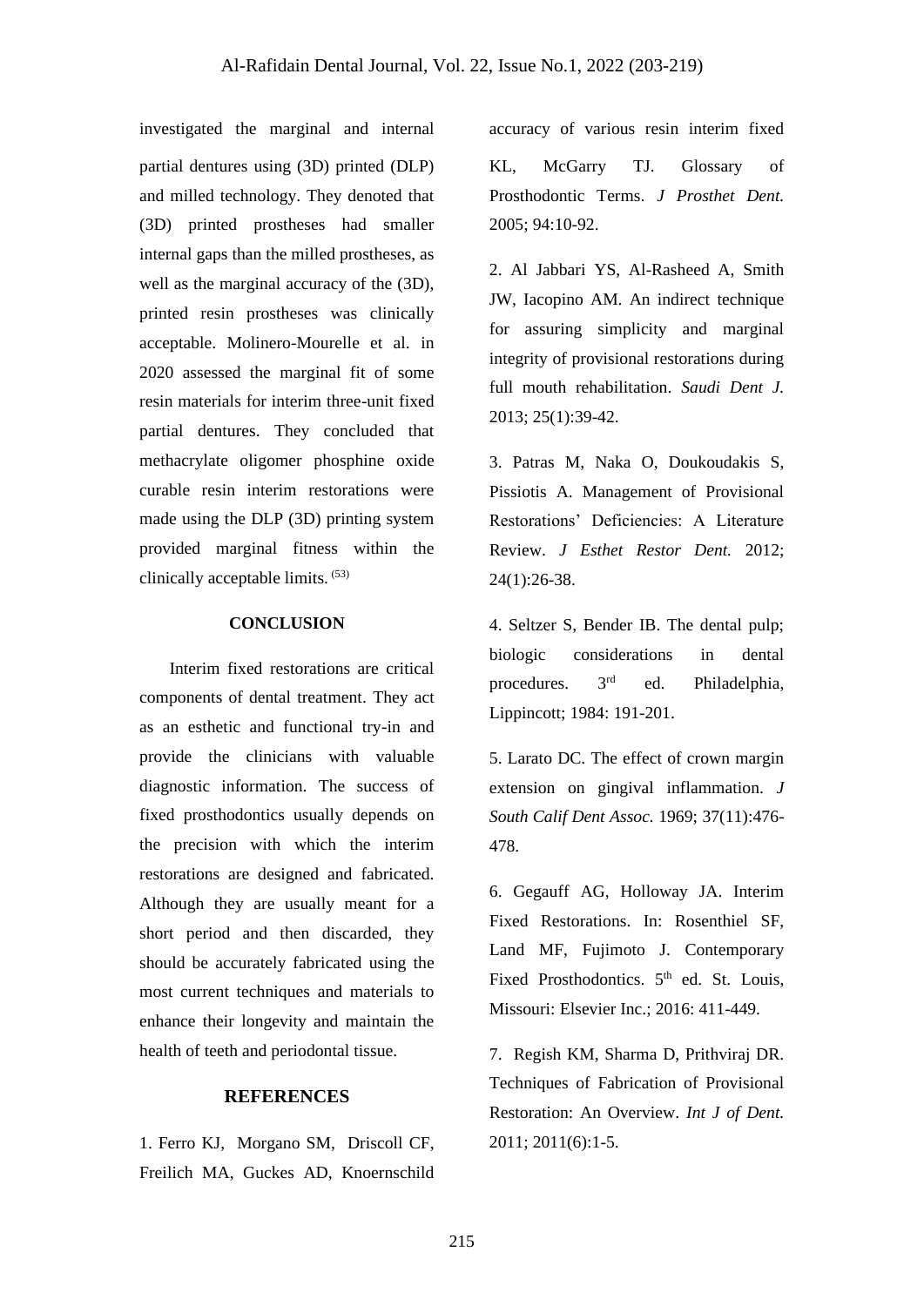investigated the marginal and internal accuracy of various resin interim fixed partial dentures using (3D) printed (DLP) and milled technology. They denoted that (3D) printed prostheses had smaller internal gaps than the milled prostheses, as well as the marginal accuracy of the (3D), printed resin prostheses was clinically acceptable. Molinero-Mourelle et al. in 2020 assessed the marginal fit of some resin materials for interim three-unit fixed partial dentures. They concluded that methacrylate oligomer phosphine oxide curable resin interim restorations were made using the DLP (3D) printing system provided marginal fitness within the clinically acceptable limits. [53]

## CONCLUSION

Interim fixed restorations are critical components of dental treatment. They act as an esthetic and functional try-in and provide the clinicians with valuable diagnostic information. The success of fixed prosthodontics usually depends on the precision with which the interim restorations are designed and fabricated. Although they are usually meant for a short period and then discarded, they should be accurately fabricated using the most current techniques and materials to enhance their longevity and maintain the health of teeth and periodontal tissue.

## REFERENCES

1. Ferro KJ, Morgano SM, Driscoll CF, Freilich MA, Guckes AD, Knoernschild KL, McGarry TJ. Glossary of Prosthodontic Terms. *J Prosthet Dent.* 2005; 94:10-92.

2. Al Jabbari YS, Al-Rasheed A, Smith JW, Iacopino AM. An indirect technique for assuring simplicity and marginal integrity of provisional restorations during full mouth rehabilitation. *Saudi Dent J.* 2013; 25(1):39-42.

3. Patras M, Naka O, Doukoudakis S, Pissiotis A. Management of Provisional Restorations' Deficiencies: A Literature Review. *J Esthet Restor Dent.* 2012; 24(1):26-38.

4. Seltzer S, Bender IB. The dental pulp; biologic considerations in dental procedures. 3rd ed. Philadelphia, Lippincott; 1984: 191-201.

5. Larato DC. The effect of crown margin extension on gingival inflammation. *J South Calif Dent Assoc.* 1969; 37(11):476-478.

6. Gegauff AG, Holloway JA. Interim Fixed Restorations. In: Rosenthiel SF, Land MF, Fujimoto J. Contemporary Fixed Prosthodontics. 5th ed. St. Louis, Missouri: Elsevier Inc.; 2016: 411-449.

7. Regish KM, Sharma D, Prithviraj DR. Techniques of Fabrication of Provisional Restoration: An Overview. *Int J of Dent.* 2011; 2011(6):1-5.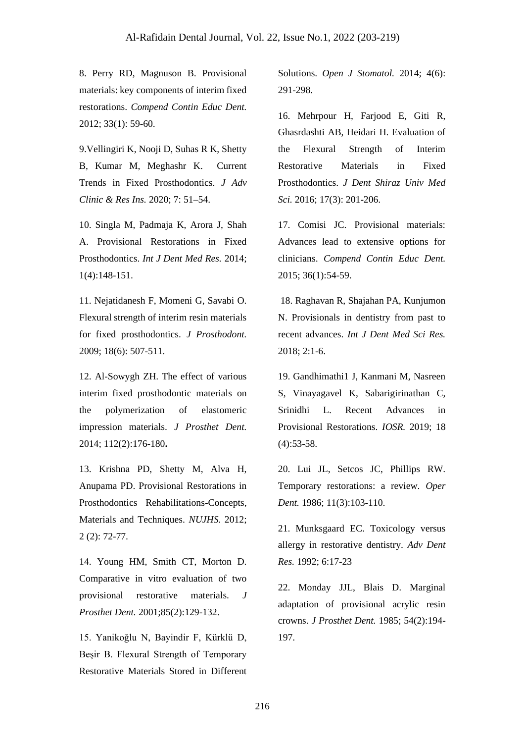8. Perry RD, Magnuson B. Provisional materials: key components of interim fixed restorations. *Compend Contin Educ Dent.* 2012; 33(1): 59-60.

9.Vellingiri K, Nooji D, Suhas R K, Shetty B, Kumar M, Meghashr K. Current Trends in Fixed Prosthodontics. *J Adv Clinic & Res Ins.* 2020; 7: 51–54.

10. Singla M, Padmaja K, Arora J, Shah A. Provisional Restorations in Fixed Prosthodontics. *Int J Dent Med Res.* 2014; 1(4):148-151.

11. Nejatidanesh F, Momeni G, Savabi O. Flexural strength of interim resin materials for fixed prosthodontics. *J Prosthodont.* 2009; 18(6): 507-511.

12. Al-Sowygh ZH. The effect of various interim fixed prosthodontic materials on the polymerization of elastomeric impression materials. *J Prosthet Dent.* 2014; 112(2):176-180**.**

13. Krishna PD, Shetty M, Alva H, Anupama PD. Provisional Restorations in Prosthodontics Rehabilitations-Concepts, Materials and Techniques. *NUJHS.* 2012; 2 (2): 72-77.

14. Young HM, Smith CT, Morton D. Comparative in vitro evaluation of two provisional restorative materials. *J Prosthet Dent.* 2001;85(2):129-132.

15. Yanikoğlu N, Bayindir F, Kürklü D, Beşir B. Flexural Strength of Temporary Restorative Materials Stored in Different Solutions. *Open J Stomatol.* 2014; 4(6): 291-298.

16. Mehrpour H, Farjood E, Giti R, Ghasrdashti AB, Heidari H. Evaluation of the Flexural Strength of Interim Restorative Materials in Fixed Prosthodontics. *J Dent Shiraz Univ Med Sci.* 2016; 17(3): 201-206.

17. Comisi JC. Provisional materials: Advances lead to extensive options for clinicians. *Compend Contin Educ Dent.* 2015; 36(1):54-59.

18. Raghavan R, Shajahan PA, Kunjumon N. Provisionals in dentistry from past to recent advances. *Int J Dent Med Sci Res.* 2018; 2:1-6.

19. Gandhimathi1 J, Kanmani M, Nasreen S, Vinayagavel K, Sabarigirinathan C, Srinidhi L. Recent Advances in Provisional Restorations. *IOSR.* 2019; 18 (4):53-58.

20. Lui JL, Setcos JC, Phillips RW. Temporary restorations: a review. *Oper Dent.* 1986; 11(3):103-110.

21. Munksgaard EC. Toxicology versus allergy in restorative dentistry. *Adv Dent Res.* 1992; 6:17-23

22. Monday JJL, Blais D. Marginal adaptation of provisional acrylic resin crowns. *J Prosthet Dent.* 1985; 54(2):194-197.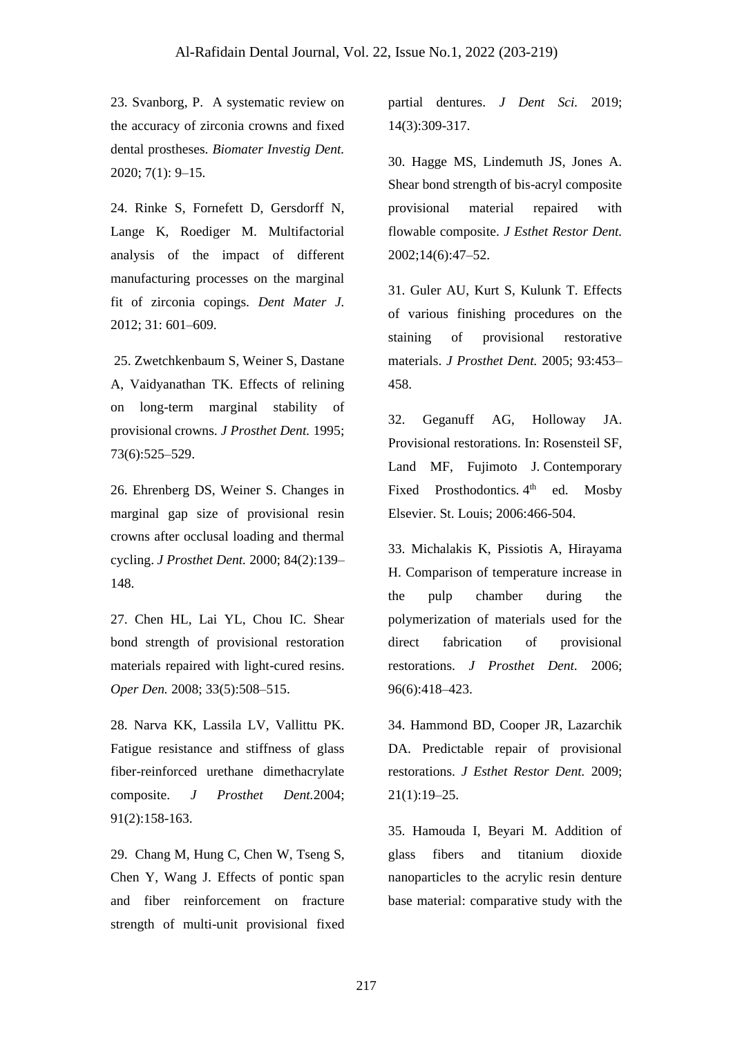23. Svanborg, P. A systematic review on the accuracy of zirconia crowns and fixed dental prostheses. *Biomater Investig Dent.* 2020; 7(1): 9–15.

24. Rinke S, Fornefett D, Gersdorff N, Lange K, Roediger M. Multifactorial analysis of the impact of different manufacturing processes on the marginal fit of zirconia copings. *Dent Mater J.* 2012; 31: 601–609.

25. Zwetchkenbaum S, Weiner S, Dastane A, Vaidyanathan TK. Effects of relining on long-term marginal stability of provisional crowns. *J Prosthet Dent.* 1995; 73(6):525–529.

26. Ehrenberg DS, Weiner S. Changes in marginal gap size of provisional resin crowns after occlusal loading and thermal cycling. *J Prosthet Dent.* 2000; 84(2):139–148.

27. Chen HL, Lai YL, Chou IC. Shear bond strength of provisional restoration materials repaired with light-cured resins. *Oper Den.* 2008; 33(5):508–515.

28. Narva KK, Lassila LV, Vallittu PK. Fatigue resistance and stiffness of glass fiber-reinforced urethane dimethacrylate composite. *J Prosthet Dent.*2004; 91(2):158-163.

29. Chang M, Hung C, Chen W, Tseng S, Chen Y, Wang J. Effects of pontic span and fiber reinforcement on fracture strength of multi-unit provisional fixed partial dentures. *J Dent Sci.* 2019; 14(3):309-317.

30. Hagge MS, Lindemuth JS, Jones A. Shear bond strength of bis-acryl composite provisional material repaired with flowable composite. *J Esthet Restor Dent.* 2002;14(6):47–52.

31. Guler AU, Kurt S, Kulunk T. Effects of various finishing procedures on the staining of provisional restorative materials. *J Prosthet Dent.* 2005; 93:453–458.

32. Geganuff AG, Holloway JA. Provisional restorations. In: Rosensteil SF, Land MF, Fujimoto J. Contemporary Fixed Prosthodontics. 4th ed. Mosby Elsevier. St. Louis; 2006:466-504.

33. Michalakis K, Pissiotis A, Hirayama H. Comparison of temperature increase in the pulp chamber during the polymerization of materials used for the direct fabrication of provisional restorations. *J Prosthet Dent.* 2006; 96(6):418–423.

34. Hammond BD, Cooper JR, Lazarchik DA. Predictable repair of provisional restorations. *J Esthet Restor Dent.* 2009; 21(1):19–25.

35. Hamouda I, Beyari M. Addition of glass fibers and titanium dioxide nanoparticles to the acrylic resin denture base material: comparative study with the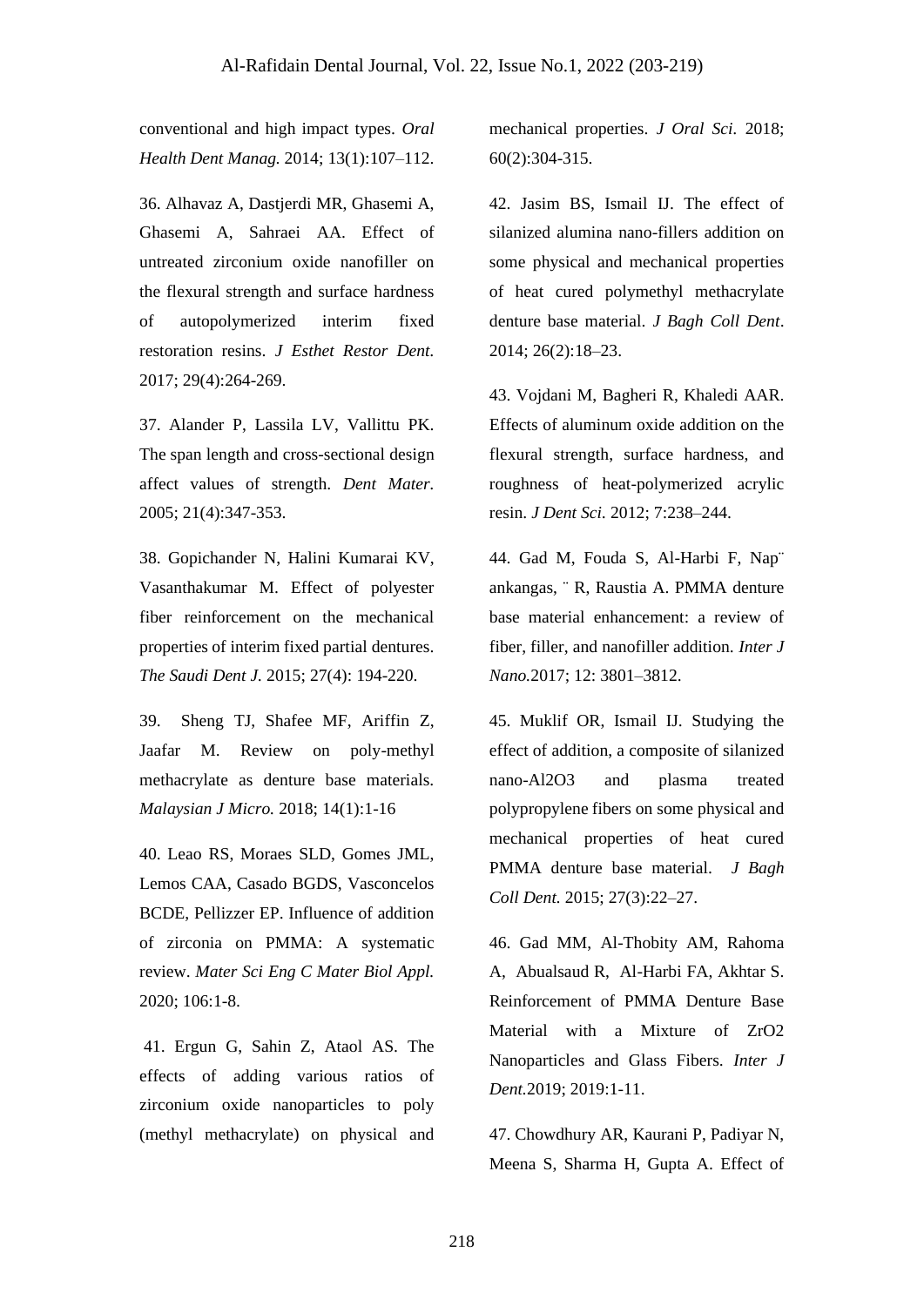conventional and high impact types. *Oral Health Dent Manag.* 2014; 13(1):107–112.

36. Alhavaz A, Dastjerdi MR, Ghasemi A, Ghasemi A, Sahraei AA. Effect of untreated zirconium oxide nanofiller on the flexural strength and surface hardness of autopolymerized interim fixed restoration resins. *J Esthet Restor Dent.* 2017; 29(4):264-269.

37. Alander P, Lassila LV, Vallittu PK. The span length and cross-sectional design affect values of strength. *Dent Mater.* 2005; 21(4):347-353.

38. Gopichander N, Halini Kumarai KV, Vasanthakumar M. Effect of polyester fiber reinforcement on the mechanical properties of interim fixed partial dentures. *The Saudi Dent J.* 2015; 27(4): 194-220.

39. Sheng TJ, Shafee MF, Ariffin Z, Jaafar M. Review on poly-methyl methacrylate as denture base materials. *Malaysian J Micro.* 2018; 14(1):1-16

40. Leao RS, Moraes SLD, Gomes JML, Lemos CAA, Casado BGDS, Vasconcelos BCDE, Pellizzer EP. Influence of addition of zirconia on PMMA: A systematic review. *Mater Sci Eng C Mater Biol Appl.* 2020; 106:1-8.

41. Ergun G, Sahin Z, Ataol AS. The effects of adding various ratios of zirconium oxide nanoparticles to poly (methyl methacrylate) on physical and mechanical properties. *J Oral Sci.* 2018; 60(2):304-315.

42. Jasim BS, Ismail IJ. The effect of silanized alumina nano-fillers addition on some physical and mechanical properties of heat cured polymethyl methacrylate denture base material. *J Bagh Coll Dent*. 2014; 26(2):18–23.

43. Vojdani M, Bagheri R, Khaledi AAR. Effects of aluminum oxide addition on the flexural strength, surface hardness, and roughness of heat-polymerized acrylic resin. *J Dent Sci.* 2012; 7:238–244.

44. Gad M, Fouda S, Al-Harbi F, Nap¨ ankangas, ¨ R, Raustia A. PMMA denture base material enhancement: a review of fiber, filler, and nanofiller addition. *Inter J Nano.*2017; 12: 3801–3812.

45. Muklif OR, Ismail IJ. Studying the effect of addition, a composite of silanized nano-Al2O3 and plasma treated polypropylene fibers on some physical and mechanical properties of heat cured PMMA denture base material. *J Bagh Coll Dent.* 2015; 27(3):22–27.

46. Gad MM, Al-Thobity AM, Rahoma A, Abualsaud R, Al-Harbi FA, Akhtar S. Reinforcement of PMMA Denture Base Material with a Mixture of ZrO2 Nanoparticles and Glass Fibers. *Inter J Dent.*2019; 2019:1-11.

47. Chowdhury AR, Kaurani P, Padiyar N, Meena S, Sharma H, Gupta A. Effect of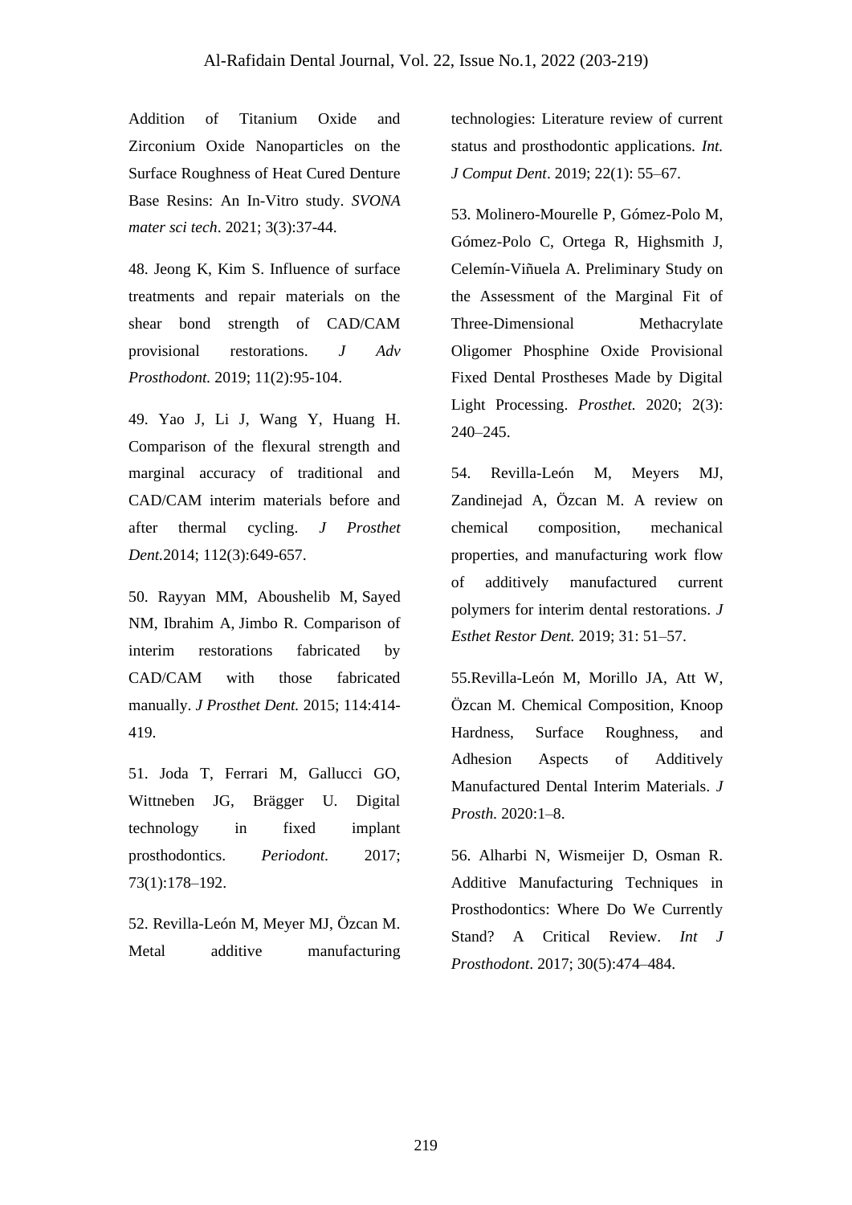Addition of Titanium Oxide and Zirconium Oxide Nanoparticles on the Surface Roughness of Heat Cured Denture Base Resins: An In-Vitro study. *SVONA mater sci tech*. 2021; 3(3):37-44.

48. Jeong K, Kim S. Influence of surface treatments and repair materials on the shear bond strength of CAD/CAM provisional restorations. *J Adv Prosthodont.* 2019; 11(2):95-104.

49. Yao J, Li J, Wang Y, Huang H. Comparison of the flexural strength and marginal accuracy of traditional and CAD/CAM interim materials before and after thermal cycling. *J Prosthet Dent.*2014; 112(3):649-657.

50. Rayyan MM, Aboushelib M, Sayed NM, Ibrahim A, Jimbo R. Comparison of interim restorations fabricated by CAD/CAM with those fabricated manually. *J Prosthet Dent.* 2015; 114:414-419.

51. Joda T, Ferrari M, Gallucci GO, Wittneben JG, Brägger U. Digital technology in fixed implant prosthodontics. *Periodont.* 2017; 73(1):178–192.

52. Revilla-León M, Meyer MJ, Özcan M. Metal additive manufacturing technologies: Literature review of current status and prosthodontic applications. *Int. J Comput Dent*. 2019; 22(1): 55–67.

53. Molinero-Mourelle P, Gómez-Polo M, Gómez-Polo C, Ortega R, Highsmith J, Celemín-Viñuela A. Preliminary Study on the Assessment of the Marginal Fit of Three-Dimensional Methacrylate Oligomer Phosphine Oxide Provisional Fixed Dental Prostheses Made by Digital Light Processing. *Prosthet.* 2020; 2(3): 240–245.

54. Revilla-León M, Meyers MJ, Zandinejad A, Özcan M. A review on chemical composition, mechanical properties, and manufacturing work flow of additively manufactured current polymers for interim dental restorations. *J Esthet Restor Dent.* 2019; 31: 51–57.

55.Revilla-León M, Morillo JA, Att W, Özcan M. Chemical Composition, Knoop Hardness, Surface Roughness, and Adhesion Aspects of Additively Manufactured Dental Interim Materials. *J Prosth.* 2020:1–8.

56. Alharbi N, Wismeijer D, Osman R. Additive Manufacturing Techniques in Prosthodontics: Where Do We Currently Stand? A Critical Review. *Int J Prosthodont*. 2017; 30(5):474–484.